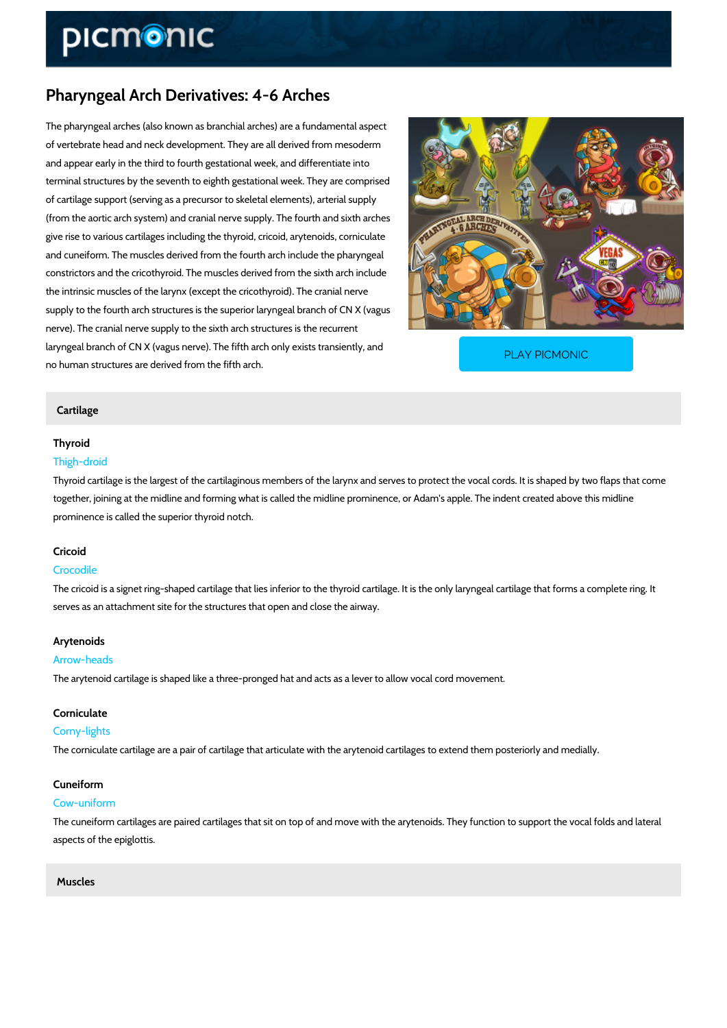# Pharyngeal Arch Derivatives: 4-6 Arches

The pharyngeal arches (also known as branchial arches) are a fundamental aspect of vertebrate head and neck development. They are all derived from mesoderm and appear early in the third to fourth gestational week, and differentiate into terminal structures by the seventh to eighth gestational week. They are comprised of cartilage support (serving as a precursor to skeletal elements), arterial supply (from the aortic arch system) and cranial nerve supply. The fourth and sixth arches give rise to various cartilages including the thyroid, cricoid, arytenoids, corniculate and cuneiform. The muscles derived from the fourth arch include the pharyngeal constrictors and the cricothyroid. The muscles derived from the sixth arch include the intrinsic muscles of the larynx (except the cricothyroid). The cranial nerve supply to the fourth arch structures is the superior laryngeal branch of CN X (vagus nerve). The cranial nerve supply to the sixth arch structures is the recurrent laryngeal branch of CN X (vagus nerve). The fifth arch only exists transiently, and no human structures are derived from the fifth arch.

PLAY PICMONIC

## Cartilage

### Thyroid

Thigh-droid

Thyroid cartilage is the largest of the cartilaginous members of the larynx and serves to protect the vocal cords. It is shaped by two flaps that come together, joining at the midline and forming what is called the midline prominence, or Adam's apple. The indent created above this midline prominence is called the superior thyroid notch.

### Cricoid

Crocodile

The cricoid is a signet ring-shaped cartilage that lies inferior to the thyroid cartilage. It is the only laryngeal cartilage that forms a complete ring. It serves as an attachment site for the structures that open and close the airway.

### Arytenoids

Arrow-heads

The arytenoid cartilage is shaped like a three-pronged hat and acts as a lever to allow vocal cord movement.

### Corniculate

Corny-lights

The corniculate cartilage are a pair of cartilage that articulate with the arytenoid cartilages to extend them posteriorly and medially.

### Cuneiform

Cow-uniform

The cuneiform cartilages are paired cartilages that sit on top of and move with the arytenoids. They function to support the vocal folds and lateral aspects of the epiglottis.

## Muscles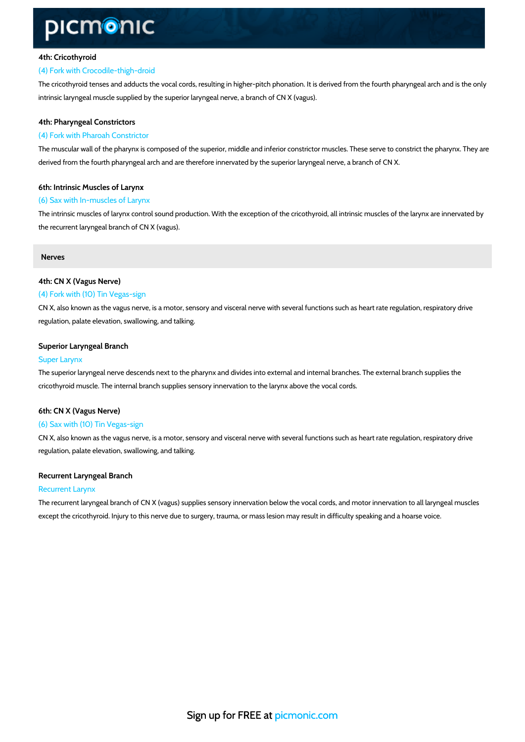### 4th: Cricothyroid

(4) Fork with Crocodile-thigh-droid

The cricothyroid tenses and adducts the vocal cords, resulting in higher-pitch phonation. It is derived from the fourth pharyngeal arch and is the only intrinsic laryngeal muscle supplied by the superior laryngeal nerve, a branch of CN X (vagus).

### 4th: Pharyngeal Constrictors

(4) Fork with Pharoah Constrictor

The muscular wall of the pharynx is composed of the superior, middle and inferior constrictor muscles. These serve to constrict the pharynx. They are derived from the fourth pharyngeal arch and are therefore innervated by the superior laryngeal nerve, a branch of CN X.

### 6th: Intrinsic Muscles of Larynx

(6) Sax with In-muscles of Larynx

The intrinsic muscles of larynx control sound production. With the exception of the cricothyroid, all intrinsic muscles of the larynx are innervated by the recurrent laryngeal branch of CN X (vagus).

## Nerves

### 4th: CN X (Vagus Nerve)

(4) Fork with (10) Tin Vegas-sign

CN X, also known as the vagus nerve, is a motor, sensory and visceral nerve with several functions such as heart rate regulation, respiratory drive regulation, palate elevation, swallowing, and talking.

### Superior Laryngeal Branch

Super Larynx

The superior laryngeal nerve descends next to the pharynx and divides into external and internal branches. The external branch supplies the cricothyroid muscle. The internal branch supplies sensory innervation to the larynx above the vocal cords.

### 6th: CN X (Vagus Nerve)

(6) Sax with (10) Tin Vegas-sign

CN X, also known as the vagus nerve, is a motor, sensory and visceral nerve with several functions such as heart rate regulation, respiratory drive regulation, palate elevation, swallowing, and talking.

### Recurrent Laryngeal Branch

Recurrent Larynx

The recurrent laryngeal branch of CN X (vagus) supplies sensory innervation below the vocal cords, and motor innervation to all laryngeal muscles except the cricothyroid. Injury to this nerve due to surgery, trauma, or mass lesion may result in difficulty speaking and a hoarse voice.